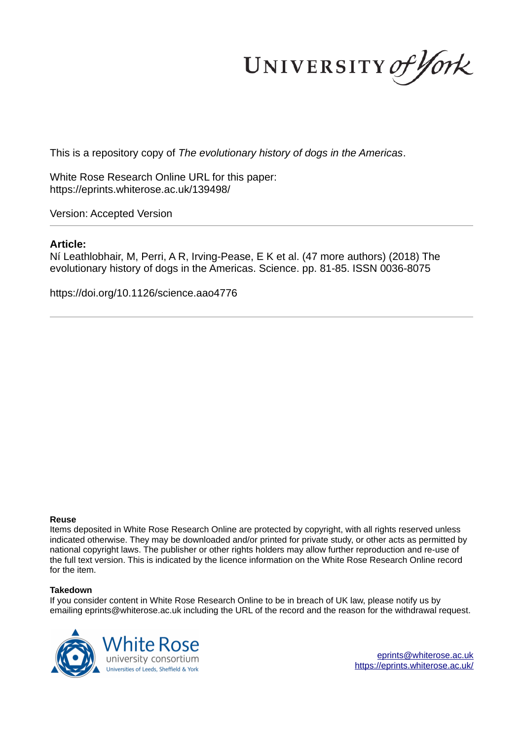UNIVERSITY *of York*

This is a repository copy of *The evolutionary history of dogs in the Americas*.

White Rose Research Online URL for this paper:
https://eprints.whiterose.ac.uk/139498/

Version: Accepted Version

**Article:**

Ní Leathlobhair, M, Perri, A R, Irving-Pease, E K et al. (47 more authors) (2018) The evolutionary history of dogs in the Americas. Science. pp. 81-85. ISSN 0036-8075

https://doi.org/10.1126/science.aao4776

**Reuse**

Items deposited in White Rose Research Online are protected by copyright, with all rights reserved unless indicated otherwise. They may be downloaded and/or printed for private study, or other acts as permitted by national copyright laws. The publisher or other rights holders may allow further reproduction and re-use of the full text version. This is indicated by the licence information on the White Rose Research Online record for the item.

**Takedown**

If you consider content in White Rose Research Online to be in breach of UK law, please notify us by emailing eprints@whiterose.ac.uk including the URL of the record and the reason for the withdrawal request.

White Rose
university consortium
Universities of Leeds, Sheffield & York

eprints@whiterose.ac.uk
https://eprints.whiterose.ac.uk/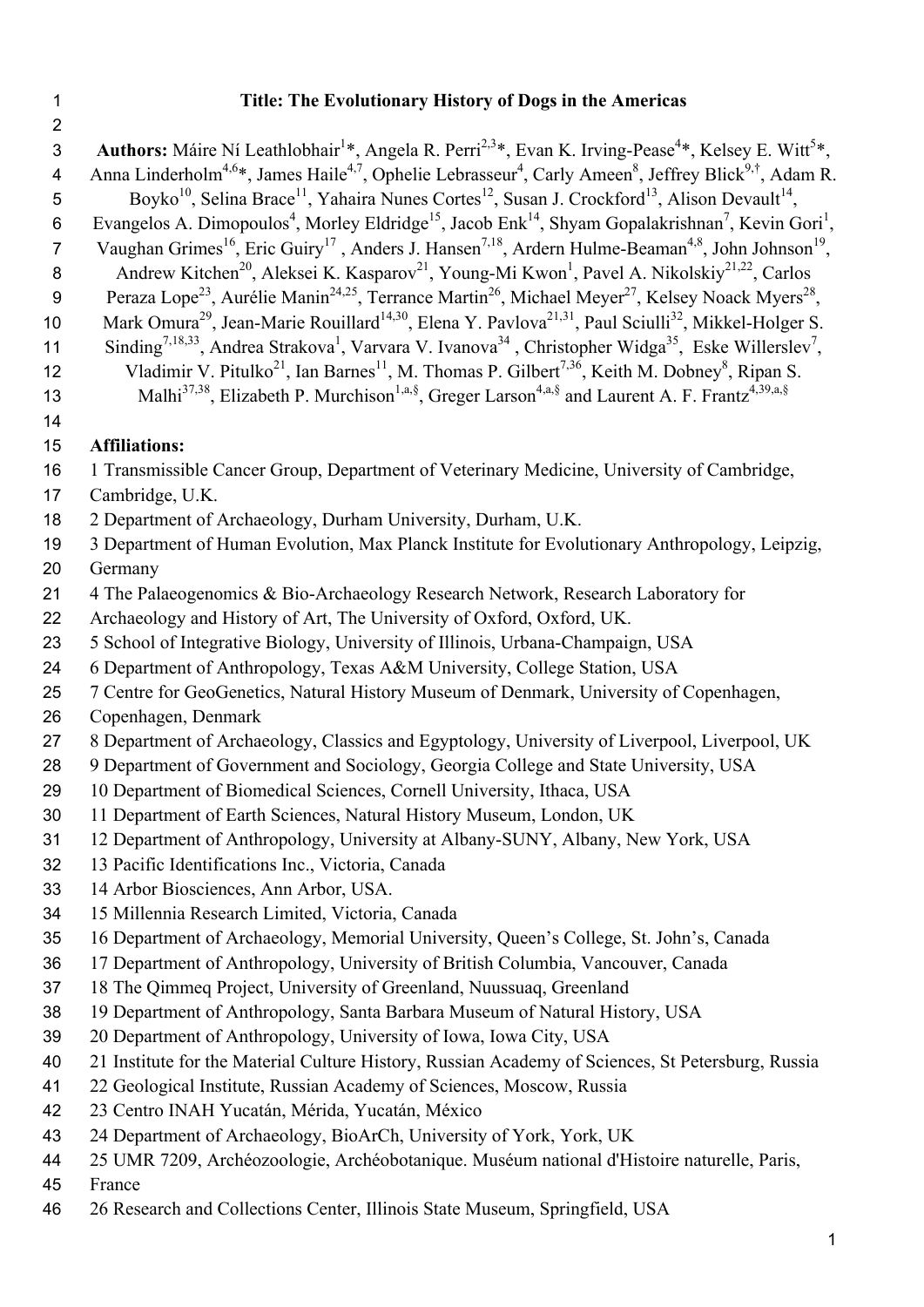# Title: The Evolutionary History of Dogs in the Americas

**Authors:** Máire Ní Leathlobhair[1]*, Angela R. Perri[2,3]*, Evan K. Irving-Pease[4]*, Kelsey E. Witt[5]*, Anna Linderholm[4,6]*, James Haile[4,7], Ophelie Lebrasseur[4], Carly Ameen[8], Jeffrey Blick[9,†], Adam R. Boyko[10], Selina Brace[11], Yahaira Nunes Cortes[12], Susan J. Crockford[13], Alison Devault[14], Evangelos A. Dimopoulos[4], Morley Eldridge[15], Jacob Enk[14], Shyam Gopalakrishnan[7], Kevin Gori[1], Vaughan Grimes[16], Eric Guiry[17], Anders J. Hansen[7,18], Ardern Hulme-Beaman[4,8], John Johnson[19], Andrew Kitchen[20], Aleksei K. Kasparov[21], Young-Mi Kwon[1], Pavel A. Nikolskiy[21,22], Carlos Peraza Lope[23], Aurélie Manin[24,25], Terrance Martin[26], Michael Meyer[27], Kelsey Noack Myers[28], Mark Omura[29], Jean-Marie Rouillard[14,30], Elena Y. Pavlova[21,31], Paul Sciulli[32], Mikkel-Holger S. Sinding[7,18,33], Andrea Strakova[1], Varvara V. Ivanova[34], Christopher Widga[35], Eske Willerslev[7], Vladimir V. Pitulko[21], Ian Barnes[11], M. Thomas P. Gilbert[7,36], Keith M. Dobney[8], Ripan S. Malhi[37,38], Elizabeth P. Murchison[1,a,§], Greger Larson[4,a,§] and Laurent A. F. Frantz[4,39,a,§]

**Affiliations:**

1 Transmissible Cancer Group, Department of Veterinary Medicine, University of Cambridge, Cambridge, U.K.

2 Department of Archaeology, Durham University, Durham, U.K.

3 Department of Human Evolution, Max Planck Institute for Evolutionary Anthropology, Leipzig, Germany

4 The Palaeogenomics & Bio-Archaeology Research Network, Research Laboratory for Archaeology and History of Art, The University of Oxford, Oxford, UK.

5 School of Integrative Biology, University of Illinois, Urbana-Champaign, USA

6 Department of Anthropology, Texas A&M University, College Station, USA

7 Centre for GeoGenetics, Natural History Museum of Denmark, University of Copenhagen, Copenhagen, Denmark

8 Department of Archaeology, Classics and Egyptology, University of Liverpool, Liverpool, UK

9 Department of Government and Sociology, Georgia College and State University, USA

10 Department of Biomedical Sciences, Cornell University, Ithaca, USA

11 Department of Earth Sciences, Natural History Museum, London, UK

12 Department of Anthropology, University at Albany-SUNY, Albany, New York, USA

13 Pacific Identifications Inc., Victoria, Canada

14 Arbor Biosciences, Ann Arbor, USA.

15 Millennia Research Limited, Victoria, Canada

16 Department of Archaeology, Memorial University, Queen's College, St. John's, Canada

17 Department of Anthropology, University of British Columbia, Vancouver, Canada

18 The Qimmeq Project, University of Greenland, Nuussuaq, Greenland

19 Department of Anthropology, Santa Barbara Museum of Natural History, USA

20 Department of Anthropology, University of Iowa, Iowa City, USA

21 Institute for the Material Culture History, Russian Academy of Sciences, St Petersburg, Russia

22 Geological Institute, Russian Academy of Sciences, Moscow, Russia

23 Centro INAH Yucatán, Mérida, Yucatán, México

24 Department of Archaeology, BioArCh, University of York, York, UK

25 UMR 7209, Archéozoologie, Archéobotanique. Muséum national d'Histoire naturelle, Paris, France

26 Research and Collections Center, Illinois State Museum, Springfield, USA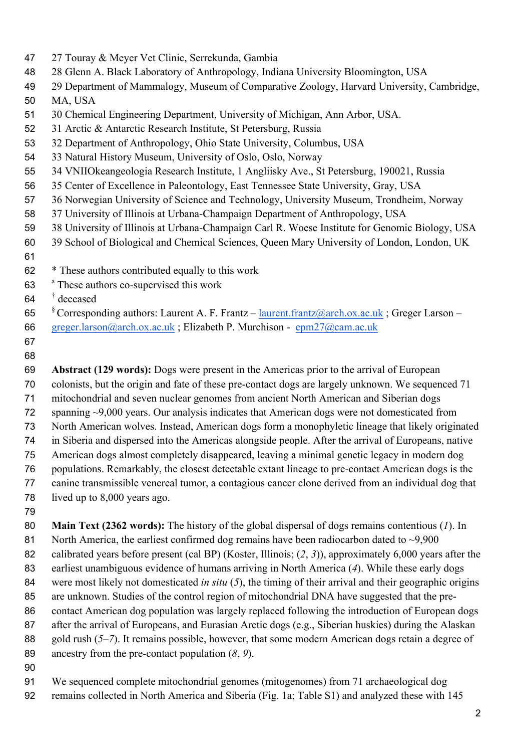27 Touray & Meyer Vet Clinic, Serrekunda, Gambia
28 Glenn A. Black Laboratory of Anthropology, Indiana University Bloomington, USA
29 Department of Mammalogy, Museum of Comparative Zoology, Harvard University, Cambridge, MA, USA
30 Chemical Engineering Department, University of Michigan, Ann Arbor, USA.
31 Arctic & Antarctic Research Institute, St Petersburg, Russia
32 Department of Anthropology, Ohio State University, Columbus, USA
33 Natural History Museum, University of Oslo, Oslo, Norway
34 VNIIOkeangeologia Research Institute, 1 Angliisky Ave., St Petersburg, 190021, Russia
35 Center of Excellence in Paleontology, East Tennessee State University, Gray, USA
36 Norwegian University of Science and Technology, University Museum, Trondheim, Norway
37 University of Illinois at Urbana-Champaign Department of Anthropology, USA
38 University of Illinois at Urbana-Champaign Carl R. Woese Institute for Genomic Biology, USA
39 School of Biological and Chemical Sciences, Queen Mary University of London, London, UK

\* These authors contributed equally to this work
[a] These authors co-supervised this work
[†] deceased
[§] Corresponding authors: Laurent A. F. Frantz – laurent.frantz@arch.ox.ac.uk ; Greger Larson – greger.larson@arch.ox.ac.uk ; Elizabeth P. Murchison - epm27@cam.ac.uk

**Abstract (129 words):** Dogs were present in the Americas prior to the arrival of European colonists, but the origin and fate of these pre-contact dogs are largely unknown. We sequenced 71 mitochondrial and seven nuclear genomes from ancient North American and Siberian dogs spanning ~9,000 years. Our analysis indicates that American dogs were not domesticated from North American wolves. Instead, American dogs form a monophyletic lineage that likely originated in Siberia and dispersed into the Americas alongside people. After the arrival of Europeans, native American dogs almost completely disappeared, leaving a minimal genetic legacy in modern dog populations. Remarkably, the closest detectable extant lineage to pre-contact American dogs is the canine transmissible venereal tumor, a contagious cancer clone derived from an individual dog that lived up to 8,000 years ago.

**Main Text (2362 words):** The history of the global dispersal of dogs remains contentious (*1*). In North America, the earliest confirmed dog remains have been radiocarbon dated to ~9,900 calibrated years before present (cal BP) (Koster, Illinois; (*2*, *3*)), approximately 6,000 years after the earliest unambiguous evidence of humans arriving in North America (*4*). While these early dogs were most likely not domesticated *in situ* (*5*), the timing of their arrival and their geographic origins are unknown. Studies of the control region of mitochondrial DNA have suggested that the pre-contact American dog population was largely replaced following the introduction of European dogs after the arrival of Europeans, and Eurasian Arctic dogs (e.g., Siberian huskies) during the Alaskan gold rush (*5*–*7*). It remains possible, however, that some modern American dogs retain a degree of ancestry from the pre-contact population (*8*, *9*).

We sequenced complete mitochondrial genomes (mitogenomes) from 71 archaeological dog remains collected in North America and Siberia (Fig. 1a; Table S1) and analyzed these with 145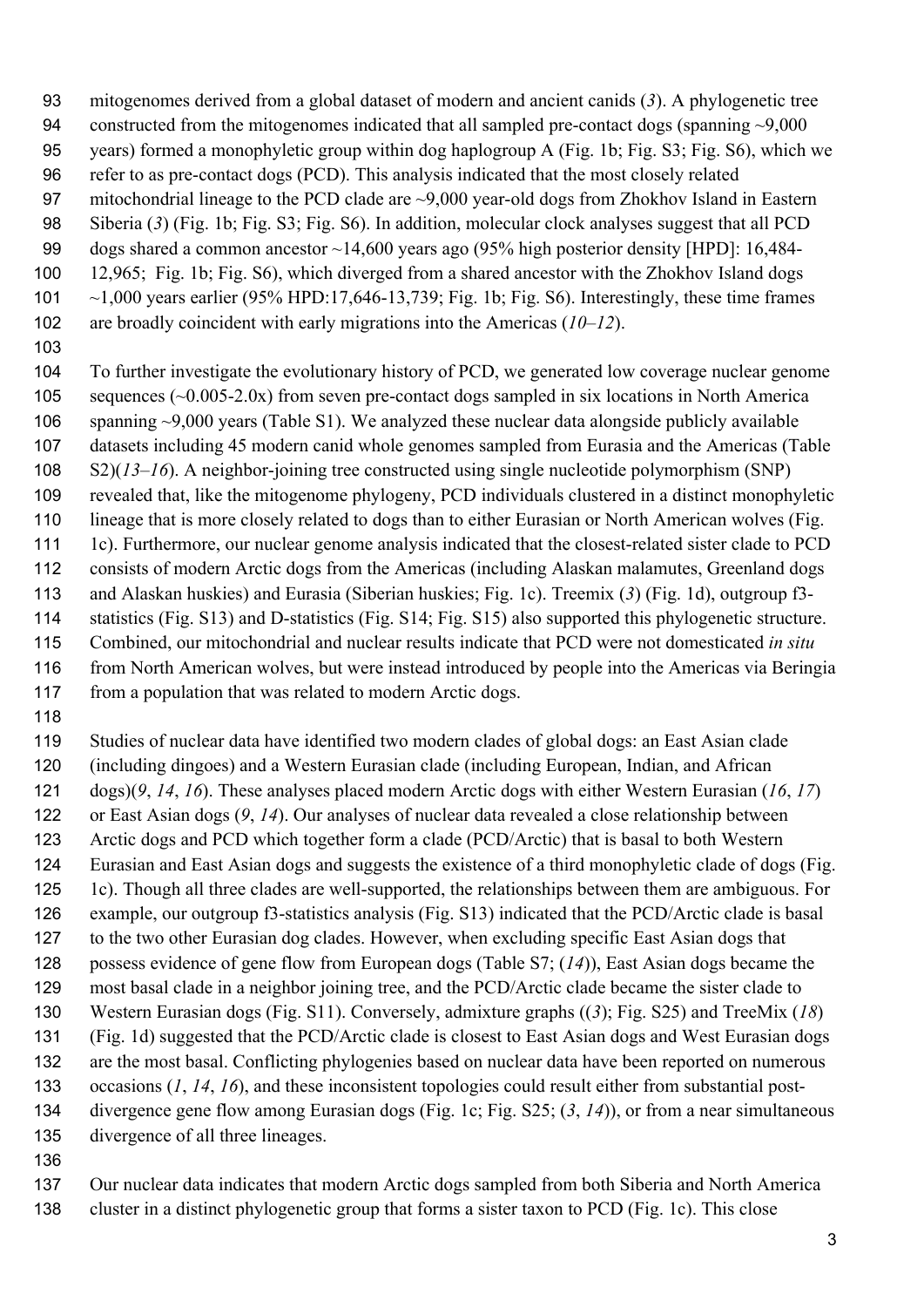mitogenomes derived from a global dataset of modern and ancient canids (*3*). A phylogenetic tree constructed from the mitogenomes indicated that all sampled pre-contact dogs (spanning ~9,000 years) formed a monophyletic group within dog haplogroup A (Fig. 1b; Fig. S3; Fig. S6), which we refer to as pre-contact dogs (PCD). This analysis indicated that the most closely related mitochondrial lineage to the PCD clade are ~9,000 year-old dogs from Zhokhov Island in Eastern Siberia (*3*) (Fig. 1b; Fig. S3; Fig. S6). In addition, molecular clock analyses suggest that all PCD dogs shared a common ancestor ~14,600 years ago (95% high posterior density [HPD]: 16,484-12,965; Fig. 1b; Fig. S6), which diverged from a shared ancestor with the Zhokhov Island dogs ~1,000 years earlier (95% HPD:17,646-13,739; Fig. 1b; Fig. S6). Interestingly, these time frames are broadly coincident with early migrations into the Americas (*10–12*).

To further investigate the evolutionary history of PCD, we generated low coverage nuclear genome sequences (~0.005-2.0x) from seven pre-contact dogs sampled in six locations in North America spanning ~9,000 years (Table S1). We analyzed these nuclear data alongside publicly available datasets including 45 modern canid whole genomes sampled from Eurasia and the Americas (Table S2)(*13–16*). A neighbor-joining tree constructed using single nucleotide polymorphism (SNP) revealed that, like the mitogenome phylogeny, PCD individuals clustered in a distinct monophyletic lineage that is more closely related to dogs than to either Eurasian or North American wolves (Fig. 1c). Furthermore, our nuclear genome analysis indicated that the closest-related sister clade to PCD consists of modern Arctic dogs from the Americas (including Alaskan malamutes, Greenland dogs and Alaskan huskies) and Eurasia (Siberian huskies; Fig. 1c). Treemix (*3*) (Fig. 1d), outgroup f3-statistics (Fig. S13) and D-statistics (Fig. S14; Fig. S15) also supported this phylogenetic structure. Combined, our mitochondrial and nuclear results indicate that PCD were not domesticated *in situ* from North American wolves, but were instead introduced by people into the Americas via Beringia from a population that was related to modern Arctic dogs.

Studies of nuclear data have identified two modern clades of global dogs: an East Asian clade (including dingoes) and a Western Eurasian clade (including European, Indian, and African dogs)(*9*, *14*, *16*). These analyses placed modern Arctic dogs with either Western Eurasian (*16*, *17*) or East Asian dogs (*9*, *14*). Our analyses of nuclear data revealed a close relationship between Arctic dogs and PCD which together form a clade (PCD/Arctic) that is basal to both Western Eurasian and East Asian dogs and suggests the existence of a third monophyletic clade of dogs (Fig. 1c). Though all three clades are well-supported, the relationships between them are ambiguous. For example, our outgroup f3-statistics analysis (Fig. S13) indicated that the PCD/Arctic clade is basal to the two other Eurasian dog clades. However, when excluding specific East Asian dogs that possess evidence of gene flow from European dogs (Table S7; (*14*)), East Asian dogs became the most basal clade in a neighbor joining tree, and the PCD/Arctic clade became the sister clade to Western Eurasian dogs (Fig. S11). Conversely, admixture graphs ((*3*); Fig. S25) and TreeMix (*18*) (Fig. 1d) suggested that the PCD/Arctic clade is closest to East Asian dogs and West Eurasian dogs are the most basal. Conflicting phylogenies based on nuclear data have been reported on numerous occasions (*1*, *14*, *16*), and these inconsistent topologies could result either from substantial post-divergence gene flow among Eurasian dogs (Fig. 1c; Fig. S25; (*3*, *14*)), or from a near simultaneous divergence of all three lineages.

Our nuclear data indicates that modern Arctic dogs sampled from both Siberia and North America cluster in a distinct phylogenetic group that forms a sister taxon to PCD (Fig. 1c). This close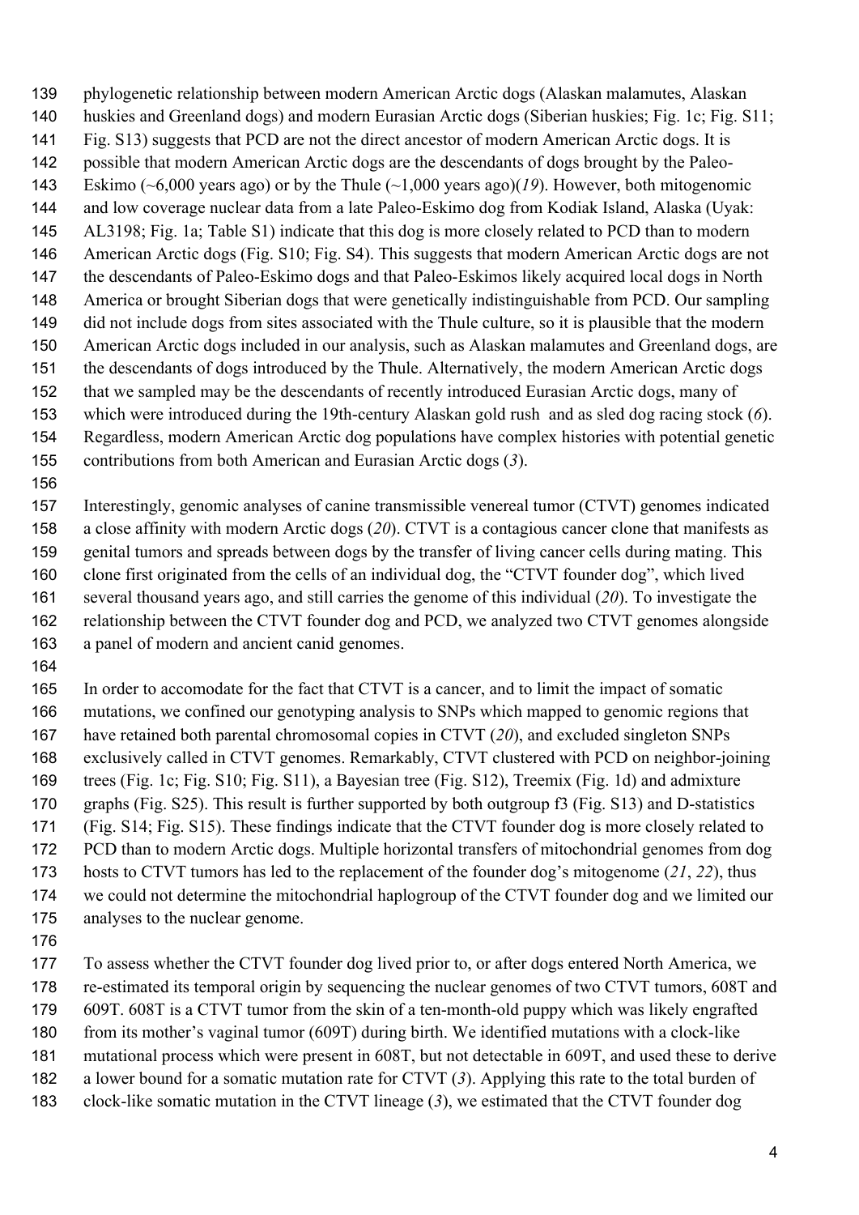phylogenetic relationship between modern American Arctic dogs (Alaskan malamutes, Alaskan huskies and Greenland dogs) and modern Eurasian Arctic dogs (Siberian huskies; Fig. 1c; Fig. S11; Fig. S13) suggests that PCD are not the direct ancestor of modern American Arctic dogs. It is possible that modern American Arctic dogs are the descendants of dogs brought by the Paleo-Eskimo (~6,000 years ago) or by the Thule (~1,000 years ago)(*19*). However, both mitogenomic and low coverage nuclear data from a late Paleo-Eskimo dog from Kodiak Island, Alaska (Uyak: AL3198; Fig. 1a; Table S1) indicate that this dog is more closely related to PCD than to modern American Arctic dogs (Fig. S10; Fig. S4). This suggests that modern American Arctic dogs are not the descendants of Paleo-Eskimo dogs and that Paleo-Eskimos likely acquired local dogs in North America or brought Siberian dogs that were genetically indistinguishable from PCD. Our sampling did not include dogs from sites associated with the Thule culture, so it is plausible that the modern American Arctic dogs included in our analysis, such as Alaskan malamutes and Greenland dogs, are the descendants of dogs introduced by the Thule. Alternatively, the modern American Arctic dogs that we sampled may be the descendants of recently introduced Eurasian Arctic dogs, many of which were introduced during the 19th-century Alaskan gold rush and as sled dog racing stock (*6*). Regardless, modern American Arctic dog populations have complex histories with potential genetic contributions from both American and Eurasian Arctic dogs (*3*).

Interestingly, genomic analyses of canine transmissible venereal tumor (CTVT) genomes indicated a close affinity with modern Arctic dogs (*20*). CTVT is a contagious cancer clone that manifests as genital tumors and spreads between dogs by the transfer of living cancer cells during mating. This clone first originated from the cells of an individual dog, the "CTVT founder dog", which lived several thousand years ago, and still carries the genome of this individual (*20*). To investigate the relationship between the CTVT founder dog and PCD, we analyzed two CTVT genomes alongside a panel of modern and ancient canid genomes.

In order to accomodate for the fact that CTVT is a cancer, and to limit the impact of somatic mutations, we confined our genotyping analysis to SNPs which mapped to genomic regions that have retained both parental chromosomal copies in CTVT (*20*), and excluded singleton SNPs exclusively called in CTVT genomes. Remarkably, CTVT clustered with PCD on neighbor-joining trees (Fig. 1c; Fig. S10; Fig. S11), a Bayesian tree (Fig. S12), Treemix (Fig. 1d) and admixture graphs (Fig. S25). This result is further supported by both outgroup f3 (Fig. S13) and D-statistics (Fig. S14; Fig. S15). These findings indicate that the CTVT founder dog is more closely related to PCD than to modern Arctic dogs. Multiple horizontal transfers of mitochondrial genomes from dog hosts to CTVT tumors has led to the replacement of the founder dog's mitogenome (*21*, *22*), thus we could not determine the mitochondrial haplogroup of the CTVT founder dog and we limited our analyses to the nuclear genome.

To assess whether the CTVT founder dog lived prior to, or after dogs entered North America, we re-estimated its temporal origin by sequencing the nuclear genomes of two CTVT tumors, 608T and 609T. 608T is a CTVT tumor from the skin of a ten-month-old puppy which was likely engrafted from its mother's vaginal tumor (609T) during birth. We identified mutations with a clock-like mutational process which were present in 608T, but not detectable in 609T, and used these to derive a lower bound for a somatic mutation rate for CTVT (*3*). Applying this rate to the total burden of clock-like somatic mutation in the CTVT lineage (*3*), we estimated that the CTVT founder dog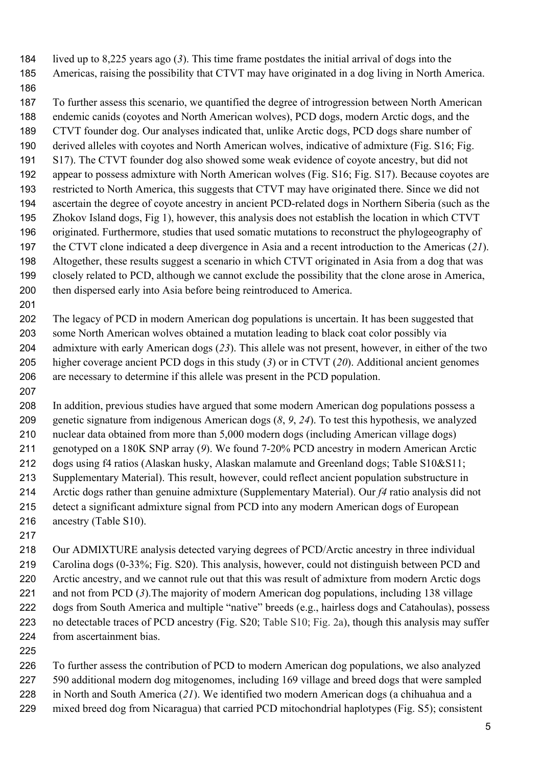lived up to 8,225 years ago (*3*). This time frame postdates the initial arrival of dogs into the Americas, raising the possibility that CTVT may have originated in a dog living in North America.

To further assess this scenario, we quantified the degree of introgression between North American endemic canids (coyotes and North American wolves), PCD dogs, modern Arctic dogs, and the CTVT founder dog. Our analyses indicated that, unlike Arctic dogs, PCD dogs share number of derived alleles with coyotes and North American wolves, indicative of admixture (Fig. S16; Fig. S17). The CTVT founder dog also showed some weak evidence of coyote ancestry, but did not appear to possess admixture with North American wolves (Fig. S16; Fig. S17). Because coyotes are restricted to North America, this suggests that CTVT may have originated there. Since we did not ascertain the degree of coyote ancestry in ancient PCD-related dogs in Northern Siberia (such as the Zhokov Island dogs, Fig 1), however, this analysis does not establish the location in which CTVT originated. Furthermore, studies that used somatic mutations to reconstruct the phylogeography of the CTVT clone indicated a deep divergence in Asia and a recent introduction to the Americas (*21*). Altogether, these results suggest a scenario in which CTVT originated in Asia from a dog that was closely related to PCD, although we cannot exclude the possibility that the clone arose in America, then dispersed early into Asia before being reintroduced to America.

The legacy of PCD in modern American dog populations is uncertain. It has been suggested that some North American wolves obtained a mutation leading to black coat color possibly via admixture with early American dogs (*23*). This allele was not present, however, in either of the two higher coverage ancient PCD dogs in this study (*3*) or in CTVT (*20*). Additional ancient genomes are necessary to determine if this allele was present in the PCD population.

In addition, previous studies have argued that some modern American dog populations possess a genetic signature from indigenous American dogs (*8*, *9*, *24*). To test this hypothesis, we analyzed nuclear data obtained from more than 5,000 modern dogs (including American village dogs) genotyped on a 180K SNP array (*9*). We found 7-20% PCD ancestry in modern American Arctic dogs using f4 ratios (Alaskan husky, Alaskan malamute and Greenland dogs; Table S10&S11; Supplementary Material). This result, however, could reflect ancient population substructure in Arctic dogs rather than genuine admixture (Supplementary Material). Our *f4* ratio analysis did not detect a significant admixture signal from PCD into any modern American dogs of European ancestry (Table S10).

Our ADMIXTURE analysis detected varying degrees of PCD/Arctic ancestry in three individual Carolina dogs (0-33%; Fig. S20). This analysis, however, could not distinguish between PCD and Arctic ancestry, and we cannot rule out that this was result of admixture from modern Arctic dogs and not from PCD (*3*).The majority of modern American dog populations, including 138 village dogs from South America and multiple "native" breeds (e.g., hairless dogs and Catahoulas), possess no detectable traces of PCD ancestry (Fig. S20; Table S10; Fig. 2a), though this analysis may suffer from ascertainment bias.

To further assess the contribution of PCD to modern American dog populations, we also analyzed 590 additional modern dog mitogenomes, including 169 village and breed dogs that were sampled in North and South America (*21*). We identified two modern American dogs (a chihuahua and a mixed breed dog from Nicaragua) that carried PCD mitochondrial haplotypes (Fig. S5); consistent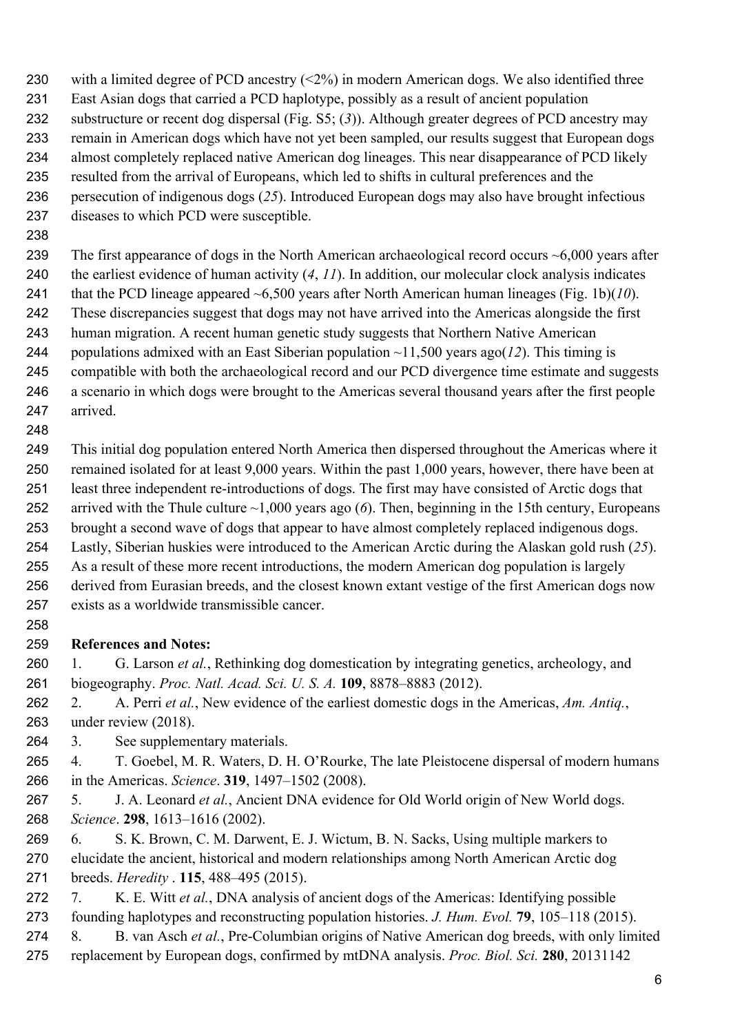with a limited degree of PCD ancestry (<2%) in modern American dogs. We also identified three East Asian dogs that carried a PCD haplotype, possibly as a result of ancient population substructure or recent dog dispersal (Fig. S5; (*3*)). Although greater degrees of PCD ancestry may remain in American dogs which have not yet been sampled, our results suggest that European dogs almost completely replaced native American dog lineages. This near disappearance of PCD likely resulted from the arrival of Europeans, which led to shifts in cultural preferences and the persecution of indigenous dogs (*25*). Introduced European dogs may also have brought infectious diseases to which PCD were susceptible.

The first appearance of dogs in the North American archaeological record occurs ~6,000 years after the earliest evidence of human activity (*4*, *11*). In addition, our molecular clock analysis indicates that the PCD lineage appeared ~6,500 years after North American human lineages (Fig. 1b)(*10*). These discrepancies suggest that dogs may not have arrived into the Americas alongside the first human migration. A recent human genetic study suggests that Northern Native American populations admixed with an East Siberian population ~11,500 years ago(*12*). This timing is compatible with both the archaeological record and our PCD divergence time estimate and suggests a scenario in which dogs were brought to the Americas several thousand years after the first people arrived.

This initial dog population entered North America then dispersed throughout the Americas where it remained isolated for at least 9,000 years. Within the past 1,000 years, however, there have been at least three independent re-introductions of dogs. The first may have consisted of Arctic dogs that arrived with the Thule culture ~1,000 years ago (*6*). Then, beginning in the 15th century, Europeans brought a second wave of dogs that appear to have almost completely replaced indigenous dogs. Lastly, Siberian huskies were introduced to the American Arctic during the Alaskan gold rush (*25*). As a result of these more recent introductions, the modern American dog population is largely derived from Eurasian breeds, and the closest known extant vestige of the first American dogs now exists as a worldwide transmissible cancer.

**References and Notes:**

1. G. Larson *et al.*, Rethinking dog domestication by integrating genetics, archeology, and biogeography. *Proc. Natl. Acad. Sci. U. S. A.* **109**, 8878–8883 (2012).
2. A. Perri *et al.*, New evidence of the earliest domestic dogs in the Americas, *Am. Antiq.*, under review (2018).
3. See supplementary materials.
4. T. Goebel, M. R. Waters, D. H. O'Rourke, The late Pleistocene dispersal of modern humans in the Americas. *Science*. **319**, 1497–1502 (2008).
5. J. A. Leonard *et al.*, Ancient DNA evidence for Old World origin of New World dogs. *Science*. **298**, 1613–1616 (2002).
6. S. K. Brown, C. M. Darwent, E. J. Wictum, B. N. Sacks, Using multiple markers to elucidate the ancient, historical and modern relationships among North American Arctic dog breeds. *Heredity* . **115**, 488–495 (2015).
7. K. E. Witt *et al.*, DNA analysis of ancient dogs of the Americas: Identifying possible founding haplotypes and reconstructing population histories. *J. Hum. Evol.* **79**, 105–118 (2015).
8. B. van Asch *et al.*, Pre-Columbian origins of Native American dog breeds, with only limited replacement by European dogs, confirmed by mtDNA analysis. *Proc. Biol. Sci.* **280**, 20131142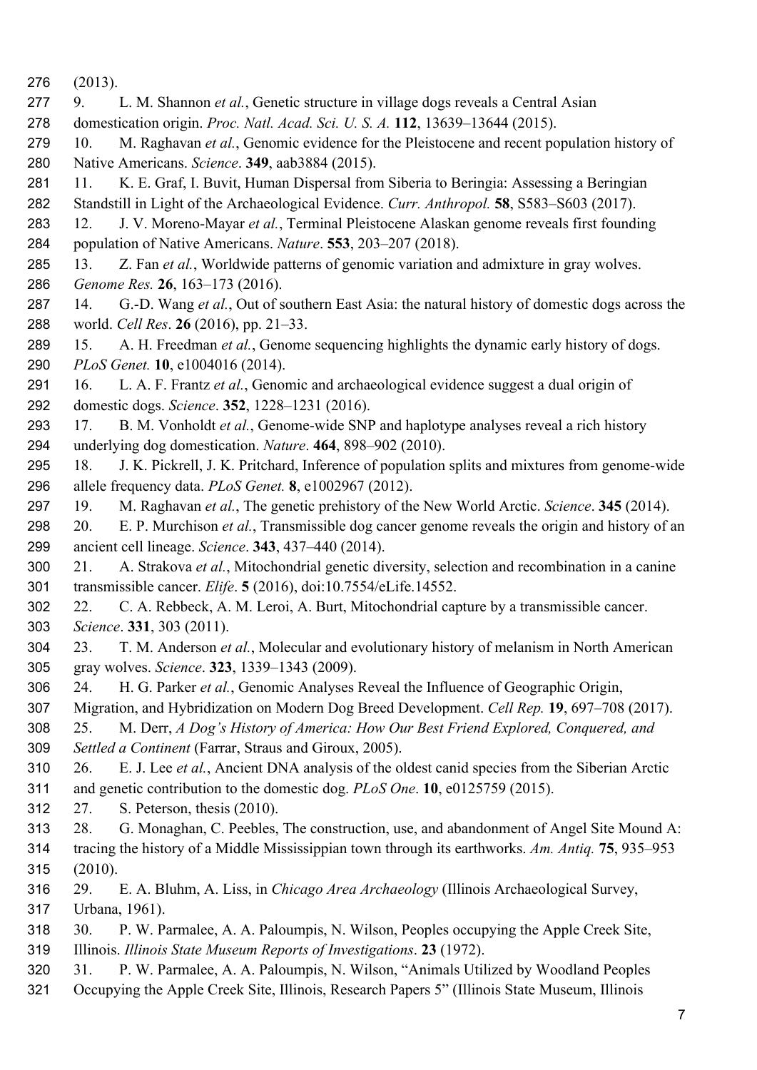(2013).

9. L. M. Shannon *et al.*, Genetic structure in village dogs reveals a Central Asian domestication origin. *Proc. Natl. Acad. Sci. U. S. A.* **112**, 13639–13644 (2015).

10. M. Raghavan *et al.*, Genomic evidence for the Pleistocene and recent population history of Native Americans. *Science*. **349**, aab3884 (2015).

11. K. E. Graf, I. Buvit, Human Dispersal from Siberia to Beringia: Assessing a Beringian Standstill in Light of the Archaeological Evidence. *Curr. Anthropol.* **58**, S583–S603 (2017).

12. J. V. Moreno-Mayar *et al.*, Terminal Pleistocene Alaskan genome reveals first founding population of Native Americans. *Nature*. **553**, 203–207 (2018).

13. Z. Fan *et al.*, Worldwide patterns of genomic variation and admixture in gray wolves. *Genome Res.* **26**, 163–173 (2016).

14. G.-D. Wang *et al.*, Out of southern East Asia: the natural history of domestic dogs across the world. *Cell Res*. **26** (2016), pp. 21–33.

15. A. H. Freedman *et al.*, Genome sequencing highlights the dynamic early history of dogs. *PLoS Genet.* **10**, e1004016 (2014).

16. L. A. F. Frantz *et al.*, Genomic and archaeological evidence suggest a dual origin of domestic dogs. *Science*. **352**, 1228–1231 (2016).

17. B. M. Vonholdt *et al.*, Genome-wide SNP and haplotype analyses reveal a rich history underlying dog domestication. *Nature*. **464**, 898–902 (2010).

18. J. K. Pickrell, J. K. Pritchard, Inference of population splits and mixtures from genome-wide allele frequency data. *PLoS Genet.* **8**, e1002967 (2012).

19. M. Raghavan *et al.*, The genetic prehistory of the New World Arctic. *Science*. **345** (2014).

20. E. P. Murchison *et al.*, Transmissible dog cancer genome reveals the origin and history of an ancient cell lineage. *Science*. **343**, 437–440 (2014).

21. A. Strakova *et al.*, Mitochondrial genetic diversity, selection and recombination in a canine transmissible cancer. *Elife*. **5** (2016), doi:10.7554/eLife.14552.

22. C. A. Rebbeck, A. M. Leroi, A. Burt, Mitochondrial capture by a transmissible cancer. *Science*. **331**, 303 (2011).

23. T. M. Anderson *et al.*, Molecular and evolutionary history of melanism in North American gray wolves. *Science*. **323**, 1339–1343 (2009).

24. H. G. Parker *et al.*, Genomic Analyses Reveal the Influence of Geographic Origin, Migration, and Hybridization on Modern Dog Breed Development. *Cell Rep.* **19**, 697–708 (2017).

25. M. Derr, *A Dog's History of America: How Our Best Friend Explored, Conquered, and Settled a Continent* (Farrar, Straus and Giroux, 2005).

26. E. J. Lee *et al.*, Ancient DNA analysis of the oldest canid species from the Siberian Arctic and genetic contribution to the domestic dog. *PLoS One*. **10**, e0125759 (2015).

27. S. Peterson, thesis (2010).

28. G. Monaghan, C. Peebles, The construction, use, and abandonment of Angel Site Mound A: tracing the history of a Middle Mississippian town through its earthworks. *Am. Antiq.* **75**, 935–953 (2010).

29. E. A. Bluhm, A. Liss, in *Chicago Area Archaeology* (Illinois Archaeological Survey, Urbana, 1961).

30. P. W. Parmalee, A. A. Paloumpis, N. Wilson, Peoples occupying the Apple Creek Site, Illinois. *Illinois State Museum Reports of Investigations*. **23** (1972).

31. P. W. Parmalee, A. A. Paloumpis, N. Wilson, "Animals Utilized by Woodland Peoples Occupying the Apple Creek Site, Illinois, Research Papers 5" (Illinois State Museum, Illinois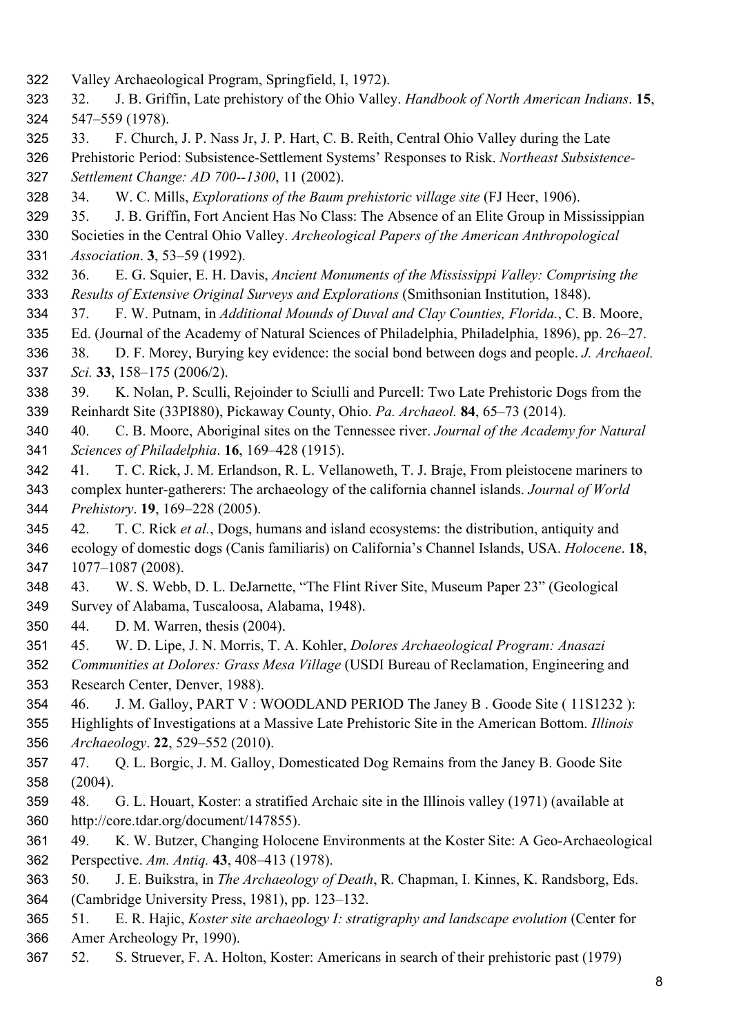Valley Archaeological Program, Springfield, I, 1972).

32. J. B. Griffin, Late prehistory of the Ohio Valley. *Handbook of North American Indians*. **15**, 547–559 (1978).

33. F. Church, J. P. Nass Jr, J. P. Hart, C. B. Reith, Central Ohio Valley during the Late Prehistoric Period: Subsistence-Settlement Systems' Responses to Risk. *Northeast Subsistence-Settlement Change: AD 700--1300*, 11 (2002).

34. W. C. Mills, *Explorations of the Baum prehistoric village site* (FJ Heer, 1906).

35. J. B. Griffin, Fort Ancient Has No Class: The Absence of an Elite Group in Mississippian Societies in the Central Ohio Valley. *Archeological Papers of the American Anthropological Association*. **3**, 53–59 (1992).

36. E. G. Squier, E. H. Davis, *Ancient Monuments of the Mississippi Valley: Comprising the Results of Extensive Original Surveys and Explorations* (Smithsonian Institution, 1848).

37. F. W. Putnam, in *Additional Mounds of Duval and Clay Counties, Florida.*, C. B. Moore, Ed. (Journal of the Academy of Natural Sciences of Philadelphia, Philadelphia, 1896), pp. 26–27.

38. D. F. Morey, Burying key evidence: the social bond between dogs and people. *J. Archaeol. Sci.* **33**, 158–175 (2006/2).

39. K. Nolan, P. Sculli, Rejoinder to Sciulli and Purcell: Two Late Prehistoric Dogs from the Reinhardt Site (33PI880), Pickaway County, Ohio. *Pa. Archaeol.* **84**, 65–73 (2014).

40. C. B. Moore, Aboriginal sites on the Tennessee river. *Journal of the Academy for Natural Sciences of Philadelphia*. **16**, 169–428 (1915).

41. T. C. Rick, J. M. Erlandson, R. L. Vellanoweth, T. J. Braje, From pleistocene mariners to complex hunter-gatherers: The archaeology of the california channel islands. *Journal of World Prehistory*. **19**, 169–228 (2005).

42. T. C. Rick *et al.*, Dogs, humans and island ecosystems: the distribution, antiquity and ecology of domestic dogs (Canis familiaris) on California's Channel Islands, USA. *Holocene*. **18**, 1077–1087 (2008).

43. W. S. Webb, D. L. DeJarnette, "The Flint River Site, Museum Paper 23" (Geological Survey of Alabama, Tuscaloosa, Alabama, 1948).

44. D. M. Warren, thesis (2004).

45. W. D. Lipe, J. N. Morris, T. A. Kohler, *Dolores Archaeological Program: Anasazi Communities at Dolores: Grass Mesa Village* (USDI Bureau of Reclamation, Engineering and Research Center, Denver, 1988).

46. J. M. Galloy, PART V : WOODLAND PERIOD The Janey B . Goode Site ( 11S1232 ): Highlights of Investigations at a Massive Late Prehistoric Site in the American Bottom. *Illinois Archaeology*. **22**, 529–552 (2010).

47. Q. L. Borgic, J. M. Galloy, Domesticated Dog Remains from the Janey B. Goode Site (2004).

48. G. L. Houart, Koster: a stratified Archaic site in the Illinois valley (1971) (available at http://core.tdar.org/document/147855).

49. K. W. Butzer, Changing Holocene Environments at the Koster Site: A Geo-Archaeological Perspective. *Am. Antiq.* **43**, 408–413 (1978).

50. J. E. Buikstra, in *The Archaeology of Death*, R. Chapman, I. Kinnes, K. Randsborg, Eds. (Cambridge University Press, 1981), pp. 123–132.

51. E. R. Hajic, *Koster site archaeology I: stratigraphy and landscape evolution* (Center for Amer Archeology Pr, 1990).

52. S. Struever, F. A. Holton, Koster: Americans in search of their prehistoric past (1979)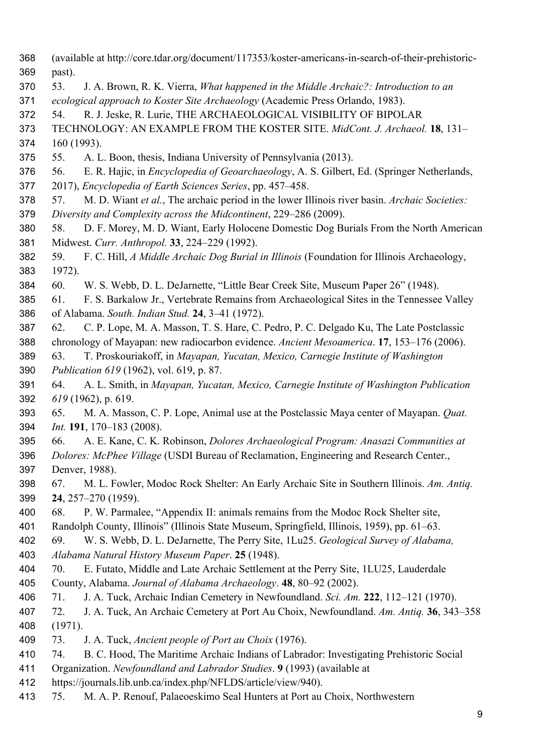(available at http://core.tdar.org/document/117353/koster-americans-in-search-of-their-prehistoric-past).

53. J. A. Brown, R. K. Vierra, *What happened in the Middle Archaic?: Introduction to an ecological approach to Koster Site Archaeology* (Academic Press Orlando, 1983).

54. R. J. Jeske, R. Lurie, THE ARCHAEOLOGICAL VISIBILITY OF BIPOLAR TECHNOLOGY: AN EXAMPLE FROM THE KOSTER SITE. *MidCont. J. Archaeol.* **18**, 131–160 (1993).

55. A. L. Boon, thesis, Indiana University of Pennsylvania (2013).

56. E. R. Hajic, in *Encyclopedia of Geoarchaeology*, A. S. Gilbert, Ed. (Springer Netherlands, 2017), *Encyclopedia of Earth Sciences Series*, pp. 457–458.

57. M. D. Wiant *et al.*, The archaic period in the lower Illinois river basin. *Archaic Societies: Diversity and Complexity across the Midcontinent*, 229–286 (2009).

58. D. F. Morey, M. D. Wiant, Early Holocene Domestic Dog Burials From the North American Midwest. *Curr. Anthropol.* **33**, 224–229 (1992).

59. F. C. Hill, *A Middle Archaic Dog Burial in Illinois* (Foundation for Illinois Archaeology, 1972).

60. W. S. Webb, D. L. DeJarnette, "Little Bear Creek Site, Museum Paper 26" (1948).

61. F. S. Barkalow Jr., Vertebrate Remains from Archaeological Sites in the Tennessee Valley of Alabama. *South. Indian Stud.* **24**, 3–41 (1972).

62. C. P. Lope, M. A. Masson, T. S. Hare, C. Pedro, P. C. Delgado Ku, The Late Postclassic chronology of Mayapan: new radiocarbon evidence. *Ancient Mesoamerica*. **17**, 153–176 (2006).

63. T. Proskouriakoff, in *Mayapan, Yucatan, Mexico, Carnegie Institute of Washington Publication 619* (1962), vol. 619, p. 87.

64. A. L. Smith, in *Mayapan, Yucatan, Mexico, Carnegie Institute of Washington Publication 619* (1962), p. 619.

65. M. A. Masson, C. P. Lope, Animal use at the Postclassic Maya center of Mayapan. *Quat. Int.* **191**, 170–183 (2008).

66. A. E. Kane, C. K. Robinson, *Dolores Archaeological Program: Anasazi Communities at Dolores: McPhee Village* (USDI Bureau of Reclamation, Engineering and Research Center., Denver, 1988).

67. M. L. Fowler, Modoc Rock Shelter: An Early Archaic Site in Southern Illinois. *Am. Antiq.* **24**, 257–270 (1959).

68. P. W. Parmalee, "Appendix II: animals remains from the Modoc Rock Shelter site, Randolph County, Illinois" (Illinois State Museum, Springfield, Illinois, 1959), pp. 61–63.

69. W. S. Webb, D. L. DeJarnette, The Perry Site, 1Lu25. *Geological Survey of Alabama, Alabama Natural History Museum Paper*. **25** (1948).

70. E. Futato, Middle and Late Archaic Settlement at the Perry Site, 1LU25, Lauderdale County, Alabama. *Journal of Alabama Archaeology*. **48**, 80–92 (2002).

71. J. A. Tuck, Archaic Indian Cemetery in Newfoundland. *Sci. Am.* **222**, 112–121 (1970).

72. J. A. Tuck, An Archaic Cemetery at Port Au Choix, Newfoundland. *Am. Antiq.* **36**, 343–358 (1971).

73. J. A. Tuck, *Ancient people of Port au Choix* (1976).

74. B. C. Hood, The Maritime Archaic Indians of Labrador: Investigating Prehistoric Social Organization. *Newfoundland and Labrador Studies*. **9** (1993) (available at https://journals.lib.unb.ca/index.php/NFLDS/article/view/940).

75. M. A. P. Renouf, Palaeoeskimo Seal Hunters at Port au Choix, Northwestern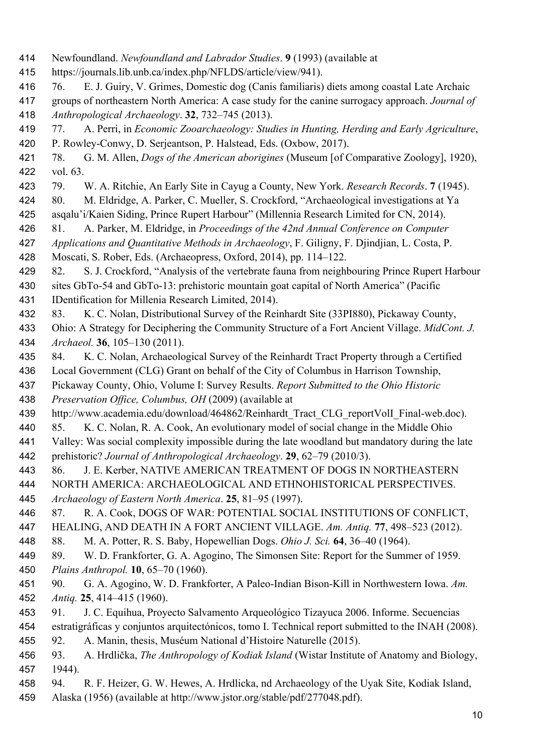Newfoundland. *Newfoundland and Labrador Studies*. **9** (1993) (available at https://journals.lib.unb.ca/index.php/NFLDS/article/view/941).

76. E. J. Guiry, V. Grimes, Domestic dog (Canis familiaris) diets among coastal Late Archaic groups of northeastern North America: A case study for the canine surrogacy approach. *Journal of Anthropological Archaeology*. **32**, 732–745 (2013).

77. A. Perri, in *Economic Zooarchaeology: Studies in Hunting, Herding and Early Agriculture*, P. Rowley-Conwy, D. Serjeantson, P. Halstead, Eds. (Oxbow, 2017).

78. G. M. Allen, *Dogs of the American aborigines* (Museum [of Comparative Zoology], 1920), vol. 63.

79. W. A. Ritchie, An Early Site in Cayug a County, New York. *Research Records*. **7** (1945).

80. M. Eldridge, A. Parker, C. Mueller, S. Crockford, "Archaeological investigations at Ya asqalu'i/Kaien Siding, Prince Rupert Harbour" (Millennia Research Limited for CN, 2014).

81. A. Parker, M. Eldridge, in *Proceedings of the 42nd Annual Conference on Computer Applications and Quantitative Methods in Archaeology*, F. Giligny, F. Djindjian, L. Costa, P. Moscati, S. Rober, Eds. (Archaeopress, Oxford, 2014), pp. 114–122.

82. S. J. Crockford, "Analysis of the vertebrate fauna from neighbouring Prince Rupert Harbour sites GbTo-54 and GbTo-13: prehistoric mountain goat capital of North America" (Pacific IDentification for Millenia Research Limited, 2014).

83. K. C. Nolan, Distributional Survey of the Reinhardt Site (33PI880), Pickaway County, Ohio: A Strategy for Deciphering the Community Structure of a Fort Ancient Village. *MidCont. J. Archaeol.* **36**, 105–130 (2011).

84. K. C. Nolan, Archaeological Survey of the Reinhardt Tract Property through a Certified Local Government (CLG) Grant on behalf of the City of Columbus in Harrison Township, Pickaway County, Ohio, Volume I: Survey Results. *Report Submitted to the Ohio Historic Preservation Office, Columbus, OH* (2009) (available at http://www.academia.edu/download/464862/Reinhardt_Tract_CLG_reportVolI_Final-web.doc).

85. K. C. Nolan, R. A. Cook, An evolutionary model of social change in the Middle Ohio Valley: Was social complexity impossible during the late woodland but mandatory during the late prehistoric? *Journal of Anthropological Archaeology*. **29**, 62–79 (2010/3).

86. J. E. Kerber, NATIVE AMERICAN TREATMENT OF DOGS IN NORTHEASTERN NORTH AMERICA: ARCHAEOLOGICAL AND ETHNOHISTORICAL PERSPECTIVES. *Archaeology of Eastern North America*. **25**, 81–95 (1997).

87. R. A. Cook, DOGS OF WAR: POTENTIAL SOCIAL INSTITUTIONS OF CONFLICT, HEALING, AND DEATH IN A FORT ANCIENT VILLAGE. *Am. Antiq.* **77**, 498–523 (2012).

88. M. A. Potter, R. S. Baby, Hopewellian Dogs. *Ohio J. Sci.* **64**, 36–40 (1964).

89. W. D. Frankforter, G. A. Agogino, The Simonsen Site: Report for the Summer of 1959. *Plains Anthropol.* **10**, 65–70 (1960).

90. G. A. Agogino, W. D. Frankforter, A Paleo-Indian Bison-Kill in Northwestern Iowa. *Am. Antiq.* **25**, 414–415 (1960).

91. J. C. Equihua, Proyecto Salvamento Arqueológico Tizayuca 2006. Informe. Secuencias estratigráficas y conjuntos arquitectónicos, tomo I. Technical report submitted to the INAH (2008).

92. A. Manin, thesis, Muséum National d'Histoire Naturelle (2015).

93. A. Hrdlička, *The Anthropology of Kodiak Island* (Wistar Institute of Anatomy and Biology, 1944).

94. R. F. Heizer, G. W. Hewes, A. Hrdlicka, nd Archaeology of the Uyak Site, Kodiak Island, Alaska (1956) (available at http://www.jstor.org/stable/pdf/277048.pdf).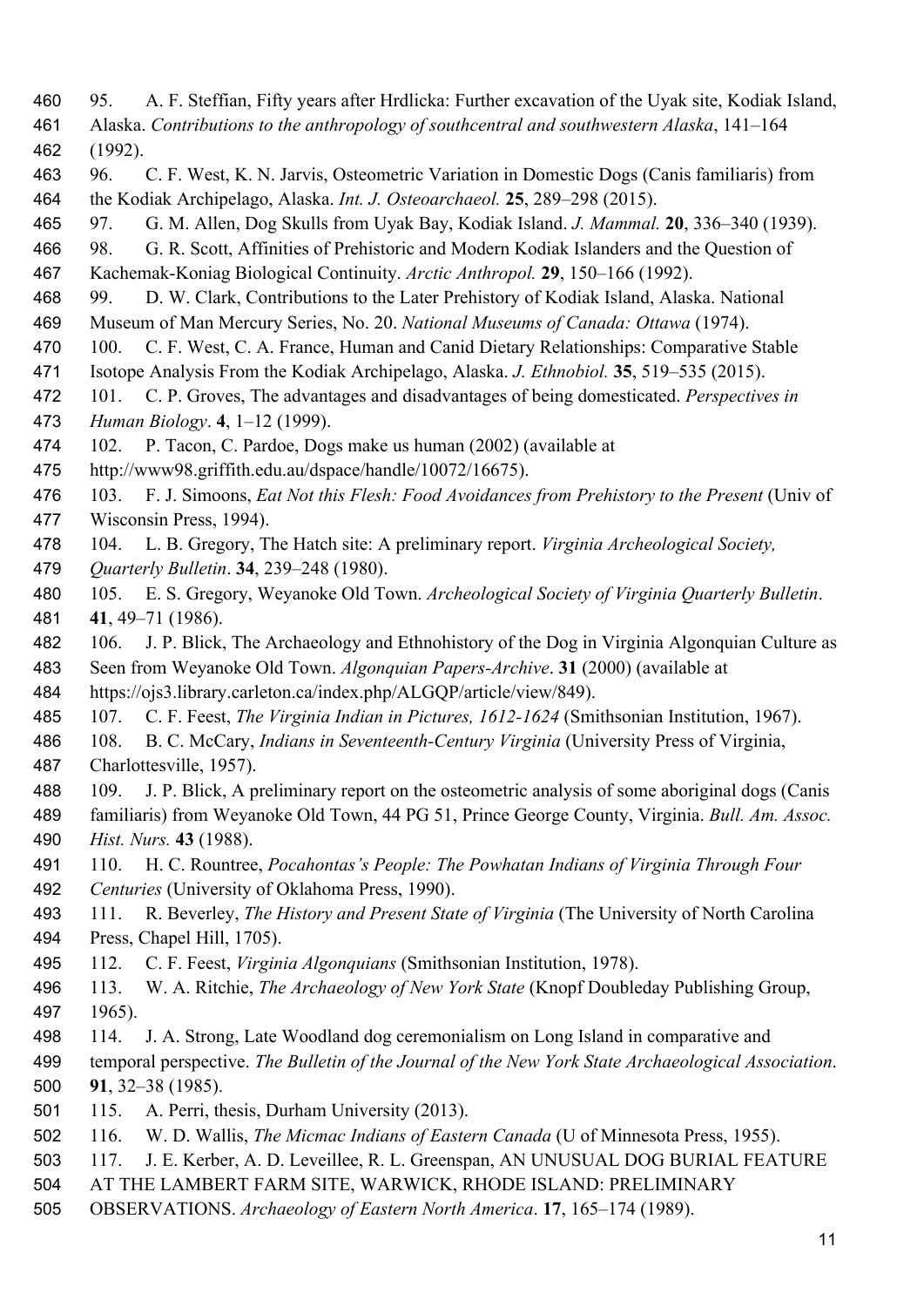95. A. F. Steffian, Fifty years after Hrdlicka: Further excavation of the Uyak site, Kodiak Island, Alaska. *Contributions to the anthropology of southcentral and southwestern Alaska*, 141–164 (1992).

96. C. F. West, K. N. Jarvis, Osteometric Variation in Domestic Dogs (Canis familiaris) from the Kodiak Archipelago, Alaska. *Int. J. Osteoarchaeol.* **25**, 289–298 (2015).

97. G. M. Allen, Dog Skulls from Uyak Bay, Kodiak Island. *J. Mammal.* **20**, 336–340 (1939).

98. G. R. Scott, Affinities of Prehistoric and Modern Kodiak Islanders and the Question of Kachemak-Koniag Biological Continuity. *Arctic Anthropol.* **29**, 150–166 (1992).

99. D. W. Clark, Contributions to the Later Prehistory of Kodiak Island, Alaska. National Museum of Man Mercury Series, No. 20. *National Museums of Canada: Ottawa* (1974).

100. C. F. West, C. A. France, Human and Canid Dietary Relationships: Comparative Stable Isotope Analysis From the Kodiak Archipelago, Alaska. *J. Ethnobiol.* **35**, 519–535 (2015).

101. C. P. Groves, The advantages and disadvantages of being domesticated. *Perspectives in Human Biology*. **4**, 1–12 (1999).

102. P. Tacon, C. Pardoe, Dogs make us human (2002) (available at http://www98.griffith.edu.au/dspace/handle/10072/16675).

103. F. J. Simoons, *Eat Not this Flesh: Food Avoidances from Prehistory to the Present* (Univ of Wisconsin Press, 1994).

104. L. B. Gregory, The Hatch site: A preliminary report. *Virginia Archeological Society, Quarterly Bulletin*. **34**, 239–248 (1980).

105. E. S. Gregory, Weyanoke Old Town. *Archeological Society of Virginia Quarterly Bulletin*. **41**, 49–71 (1986).

106. J. P. Blick, The Archaeology and Ethnohistory of the Dog in Virginia Algonquian Culture as Seen from Weyanoke Old Town. *Algonquian Papers-Archive*. **31** (2000) (available at https://ojs3.library.carleton.ca/index.php/ALGQP/article/view/849).

107. C. F. Feest, *The Virginia Indian in Pictures, 1612-1624* (Smithsonian Institution, 1967).

108. B. C. McCary, *Indians in Seventeenth-Century Virginia* (University Press of Virginia, Charlottesville, 1957).

109. J. P. Blick, A preliminary report on the osteometric analysis of some aboriginal dogs (Canis familiaris) from Weyanoke Old Town, 44 PG 51, Prince George County, Virginia. *Bull. Am. Assoc. Hist. Nurs.* **43** (1988).

110. H. C. Rountree, *Pocahontas's People: The Powhatan Indians of Virginia Through Four Centuries* (University of Oklahoma Press, 1990).

111. R. Beverley, *The History and Present State of Virginia* (The University of North Carolina Press, Chapel Hill, 1705).

112. C. F. Feest, *Virginia Algonquians* (Smithsonian Institution, 1978).

113. W. A. Ritchie, *The Archaeology of New York State* (Knopf Doubleday Publishing Group, 1965).

114. J. A. Strong, Late Woodland dog ceremonialism on Long Island in comparative and temporal perspective. *The Bulletin of the Journal of the New York State Archaeological Association*. **91**, 32–38 (1985).

115. A. Perri, thesis, Durham University (2013).

116. W. D. Wallis, *The Micmac Indians of Eastern Canada* (U of Minnesota Press, 1955).

117. J. E. Kerber, A. D. Leveillee, R. L. Greenspan, AN UNUSUAL DOG BURIAL FEATURE AT THE LAMBERT FARM SITE, WARWICK, RHODE ISLAND: PRELIMINARY OBSERVATIONS. *Archaeology of Eastern North America*. **17**, 165–174 (1989).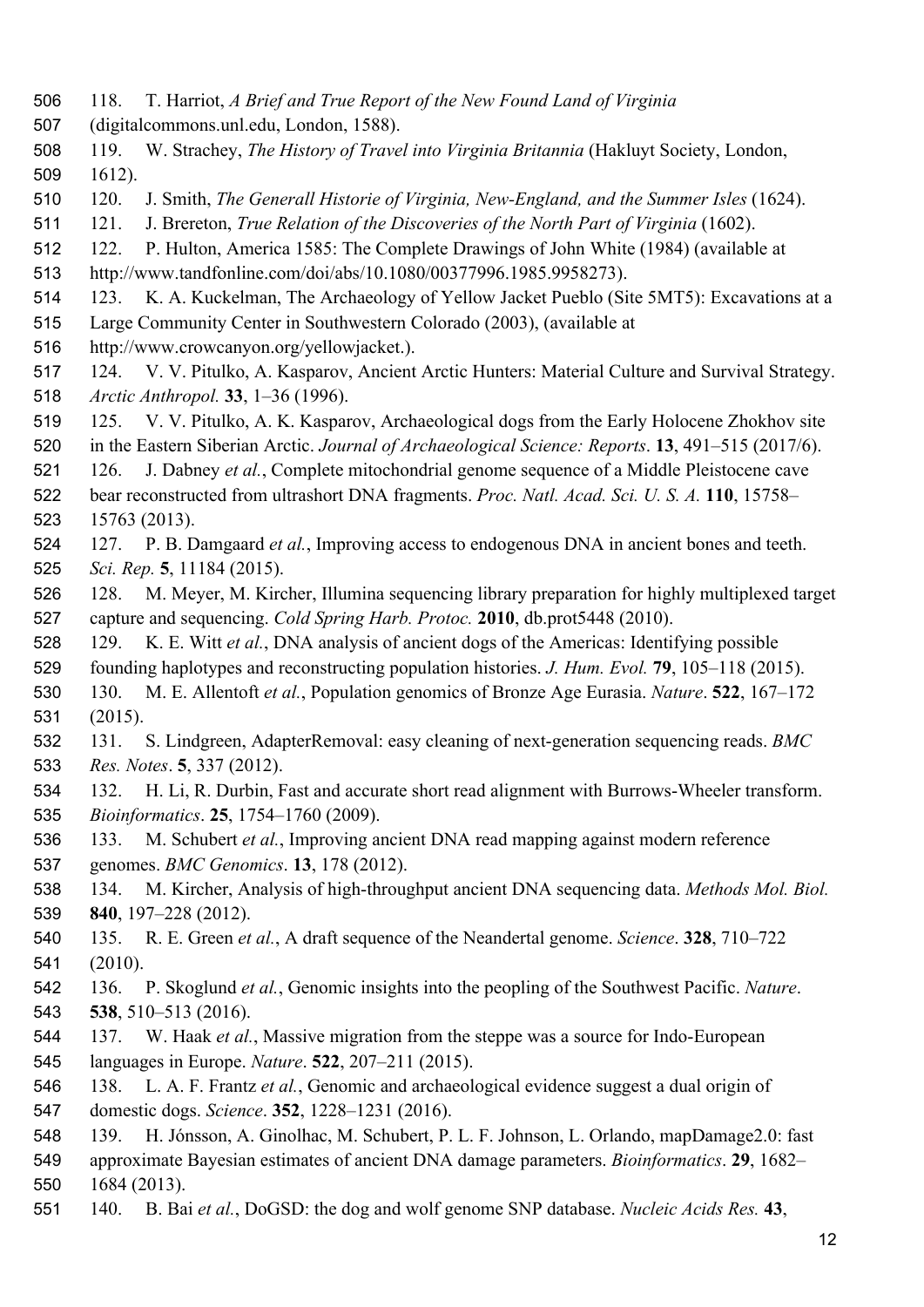118. T. Harriot, *A Brief and True Report of the New Found Land of Virginia* (digitalcommons.unl.edu, London, 1588).

119. W. Strachey, *The History of Travel into Virginia Britannia* (Hakluyt Society, London, 1612).

120. J. Smith, *The Generall Historie of Virginia, New-England, and the Summer Isles* (1624).

121. J. Brereton, *True Relation of the Discoveries of the North Part of Virginia* (1602).

122. P. Hulton, America 1585: The Complete Drawings of John White (1984) (available at http://www.tandfonline.com/doi/abs/10.1080/00377996.1985.9958273).

123. K. A. Kuckelman, The Archaeology of Yellow Jacket Pueblo (Site 5MT5): Excavations at a Large Community Center in Southwestern Colorado (2003), (available at http://www.crowcanyon.org/yellowjacket.).

124. V. V. Pitulko, A. Kasparov, Ancient Arctic Hunters: Material Culture and Survival Strategy. *Arctic Anthropol.* **33**, 1–36 (1996).

125. V. V. Pitulko, A. K. Kasparov, Archaeological dogs from the Early Holocene Zhokhov site in the Eastern Siberian Arctic. *Journal of Archaeological Science: Reports*. **13**, 491–515 (2017/6).

126. J. Dabney *et al.*, Complete mitochondrial genome sequence of a Middle Pleistocene cave bear reconstructed from ultrashort DNA fragments. *Proc. Natl. Acad. Sci. U. S. A.* **110**, 15758–15763 (2013).

127. P. B. Damgaard *et al.*, Improving access to endogenous DNA in ancient bones and teeth. *Sci. Rep.* **5**, 11184 (2015).

128. M. Meyer, M. Kircher, Illumina sequencing library preparation for highly multiplexed target capture and sequencing. *Cold Spring Harb. Protoc.* **2010**, db.prot5448 (2010).

129. K. E. Witt *et al.*, DNA analysis of ancient dogs of the Americas: Identifying possible founding haplotypes and reconstructing population histories. *J. Hum. Evol.* **79**, 105–118 (2015).

130. M. E. Allentoft *et al.*, Population genomics of Bronze Age Eurasia. *Nature*. **522**, 167–172 (2015).

131. S. Lindgreen, AdapterRemoval: easy cleaning of next-generation sequencing reads. *BMC Res. Notes*. **5**, 337 (2012).

132. H. Li, R. Durbin, Fast and accurate short read alignment with Burrows-Wheeler transform. *Bioinformatics*. **25**, 1754–1760 (2009).

133. M. Schubert *et al.*, Improving ancient DNA read mapping against modern reference genomes. *BMC Genomics*. **13**, 178 (2012).

134. M. Kircher, Analysis of high-throughput ancient DNA sequencing data. *Methods Mol. Biol.* **840**, 197–228 (2012).

135. R. E. Green *et al.*, A draft sequence of the Neandertal genome. *Science*. **328**, 710–722 (2010).

136. P. Skoglund *et al.*, Genomic insights into the peopling of the Southwest Pacific. *Nature*. **538**, 510–513 (2016).

137. W. Haak *et al.*, Massive migration from the steppe was a source for Indo-European languages in Europe. *Nature*. **522**, 207–211 (2015).

138. L. A. F. Frantz *et al.*, Genomic and archaeological evidence suggest a dual origin of domestic dogs. *Science*. **352**, 1228–1231 (2016).

139. H. Jónsson, A. Ginolhac, M. Schubert, P. L. F. Johnson, L. Orlando, mapDamage2.0: fast approximate Bayesian estimates of ancient DNA damage parameters. *Bioinformatics*. **29**, 1682–1684 (2013).

140. B. Bai *et al.*, DoGSD: the dog and wolf genome SNP database. *Nucleic Acids Res.* **43**,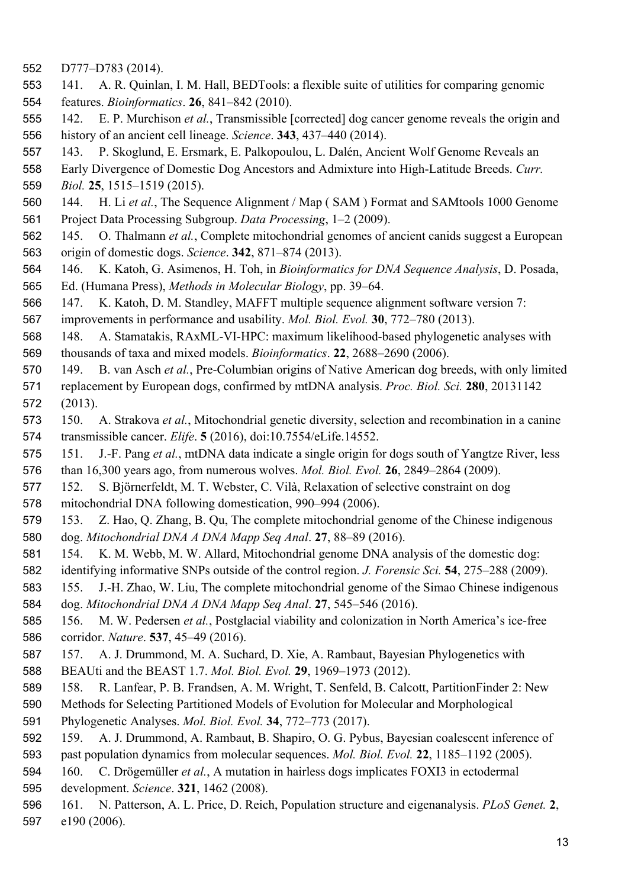D777–D783 (2014).

141. A. R. Quinlan, I. M. Hall, BEDTools: a flexible suite of utilities for comparing genomic features. *Bioinformatics*. **26**, 841–842 (2010).

142. E. P. Murchison *et al.*, Transmissible [corrected] dog cancer genome reveals the origin and history of an ancient cell lineage. *Science*. **343**, 437–440 (2014).

143. P. Skoglund, E. Ersmark, E. Palkopoulou, L. Dalén, Ancient Wolf Genome Reveals an Early Divergence of Domestic Dog Ancestors and Admixture into High-Latitude Breeds. *Curr. Biol.* **25**, 1515–1519 (2015).

144. H. Li *et al.*, The Sequence Alignment / Map ( SAM ) Format and SAMtools 1000 Genome Project Data Processing Subgroup. *Data Processing*, 1–2 (2009).

145. O. Thalmann *et al.*, Complete mitochondrial genomes of ancient canids suggest a European origin of domestic dogs. *Science*. **342**, 871–874 (2013).

146. K. Katoh, G. Asimenos, H. Toh, in *Bioinformatics for DNA Sequence Analysis*, D. Posada, Ed. (Humana Press), *Methods in Molecular Biology*, pp. 39–64.

147. K. Katoh, D. M. Standley, MAFFT multiple sequence alignment software version 7: improvements in performance and usability. *Mol. Biol. Evol.* **30**, 772–780 (2013).

148. A. Stamatakis, RAxML-VI-HPC: maximum likelihood-based phylogenetic analyses with thousands of taxa and mixed models. *Bioinformatics*. **22**, 2688–2690 (2006).

149. B. van Asch *et al.*, Pre-Columbian origins of Native American dog breeds, with only limited replacement by European dogs, confirmed by mtDNA analysis. *Proc. Biol. Sci.* **280**, 20131142 (2013).

150. A. Strakova *et al.*, Mitochondrial genetic diversity, selection and recombination in a canine transmissible cancer. *Elife*. **5** (2016), doi:10.7554/eLife.14552.

151. J.-F. Pang *et al.*, mtDNA data indicate a single origin for dogs south of Yangtze River, less than 16,300 years ago, from numerous wolves. *Mol. Biol. Evol.* **26**, 2849–2864 (2009).

152. S. Björnerfeldt, M. T. Webster, C. Vilà, Relaxation of selective constraint on dog mitochondrial DNA following domestication, 990–994 (2006).

153. Z. Hao, Q. Zhang, B. Qu, The complete mitochondrial genome of the Chinese indigenous dog. *Mitochondrial DNA A DNA Mapp Seq Anal*. **27**, 88–89 (2016).

154. K. M. Webb, M. W. Allard, Mitochondrial genome DNA analysis of the domestic dog: identifying informative SNPs outside of the control region. *J. Forensic Sci.* **54**, 275–288 (2009).

155. J.-H. Zhao, W. Liu, The complete mitochondrial genome of the Simao Chinese indigenous dog. *Mitochondrial DNA A DNA Mapp Seq Anal*. **27**, 545–546 (2016).

156. M. W. Pedersen *et al.*, Postglacial viability and colonization in North America's ice-free corridor. *Nature*. **537**, 45–49 (2016).

157. A. J. Drummond, M. A. Suchard, D. Xie, A. Rambaut, Bayesian Phylogenetics with BEAUti and the BEAST 1.7. *Mol. Biol. Evol.* **29**, 1969–1973 (2012).

158. R. Lanfear, P. B. Frandsen, A. M. Wright, T. Senfeld, B. Calcott, PartitionFinder 2: New Methods for Selecting Partitioned Models of Evolution for Molecular and Morphological Phylogenetic Analyses. *Mol. Biol. Evol.* **34**, 772–773 (2017).

159. A. J. Drummond, A. Rambaut, B. Shapiro, O. G. Pybus, Bayesian coalescent inference of past population dynamics from molecular sequences. *Mol. Biol. Evol.* **22**, 1185–1192 (2005).

160. C. Drögemüller *et al.*, A mutation in hairless dogs implicates FOXI3 in ectodermal development. *Science*. **321**, 1462 (2008).

161. N. Patterson, A. L. Price, D. Reich, Population structure and eigenanalysis. *PLoS Genet.* **2**, e190 (2006).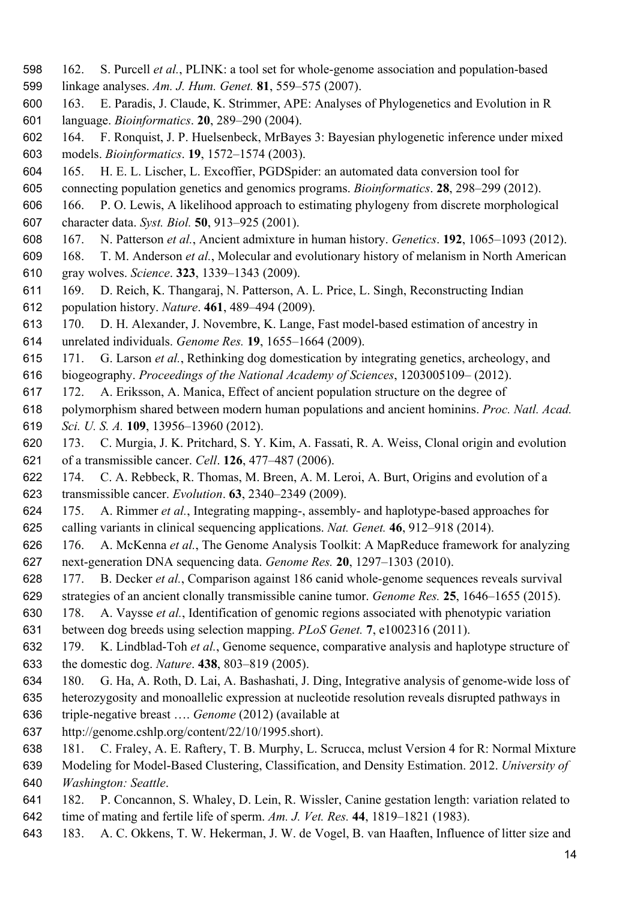162. S. Purcell *et al.*, PLINK: a tool set for whole-genome association and population-based linkage analyses. *Am. J. Hum. Genet.* **81**, 559–575 (2007).

163. E. Paradis, J. Claude, K. Strimmer, APE: Analyses of Phylogenetics and Evolution in R language. *Bioinformatics*. **20**, 289–290 (2004).

164. F. Ronquist, J. P. Huelsenbeck, MrBayes 3: Bayesian phylogenetic inference under mixed models. *Bioinformatics*. **19**, 1572–1574 (2003).

165. H. E. L. Lischer, L. Excoffier, PGDSpider: an automated data conversion tool for connecting population genetics and genomics programs. *Bioinformatics*. **28**, 298–299 (2012).

166. P. O. Lewis, A likelihood approach to estimating phylogeny from discrete morphological character data. *Syst. Biol.* **50**, 913–925 (2001).

167. N. Patterson *et al.*, Ancient admixture in human history. *Genetics*. **192**, 1065–1093 (2012).

168. T. M. Anderson *et al.*, Molecular and evolutionary history of melanism in North American gray wolves. *Science*. **323**, 1339–1343 (2009).

169. D. Reich, K. Thangaraj, N. Patterson, A. L. Price, L. Singh, Reconstructing Indian population history. *Nature*. **461**, 489–494 (2009).

170. D. H. Alexander, J. Novembre, K. Lange, Fast model-based estimation of ancestry in unrelated individuals. *Genome Res.* **19**, 1655–1664 (2009).

171. G. Larson *et al.*, Rethinking dog domestication by integrating genetics, archeology, and biogeography. *Proceedings of the National Academy of Sciences*, 1203005109– (2012).

172. A. Eriksson, A. Manica, Effect of ancient population structure on the degree of polymorphism shared between modern human populations and ancient hominins. *Proc. Natl. Acad. Sci. U. S. A.* **109**, 13956–13960 (2012).

173. C. Murgia, J. K. Pritchard, S. Y. Kim, A. Fassati, R. A. Weiss, Clonal origin and evolution of a transmissible cancer. *Cell*. **126**, 477–487 (2006).

174. C. A. Rebbeck, R. Thomas, M. Breen, A. M. Leroi, A. Burt, Origins and evolution of a transmissible cancer. *Evolution*. **63**, 2340–2349 (2009).

175. A. Rimmer *et al.*, Integrating mapping-, assembly- and haplotype-based approaches for calling variants in clinical sequencing applications. *Nat. Genet.* **46**, 912–918 (2014).

176. A. McKenna *et al.*, The Genome Analysis Toolkit: A MapReduce framework for analyzing next-generation DNA sequencing data. *Genome Res.* **20**, 1297–1303 (2010).

177. B. Decker *et al.*, Comparison against 186 canid whole-genome sequences reveals survival strategies of an ancient clonally transmissible canine tumor. *Genome Res.* **25**, 1646–1655 (2015).

178. A. Vaysse *et al.*, Identification of genomic regions associated with phenotypic variation between dog breeds using selection mapping. *PLoS Genet.* **7**, e1002316 (2011).

179. K. Lindblad-Toh *et al.*, Genome sequence, comparative analysis and haplotype structure of the domestic dog. *Nature*. **438**, 803–819 (2005).

180. G. Ha, A. Roth, D. Lai, A. Bashashati, J. Ding, Integrative analysis of genome-wide loss of heterozygosity and monoallelic expression at nucleotide resolution reveals disrupted pathways in triple-negative breast …. *Genome* (2012) (available at http://genome.cshlp.org/content/22/10/1995.short).

181. C. Fraley, A. E. Raftery, T. B. Murphy, L. Scrucca, mclust Version 4 for R: Normal Mixture Modeling for Model-Based Clustering, Classification, and Density Estimation. 2012. *University of Washington: Seattle*.

182. P. Concannon, S. Whaley, D. Lein, R. Wissler, Canine gestation length: variation related to time of mating and fertile life of sperm. *Am. J. Vet. Res.* **44**, 1819–1821 (1983).

183. A. C. Okkens, T. W. Hekerman, J. W. de Vogel, B. van Haaften, Influence of litter size and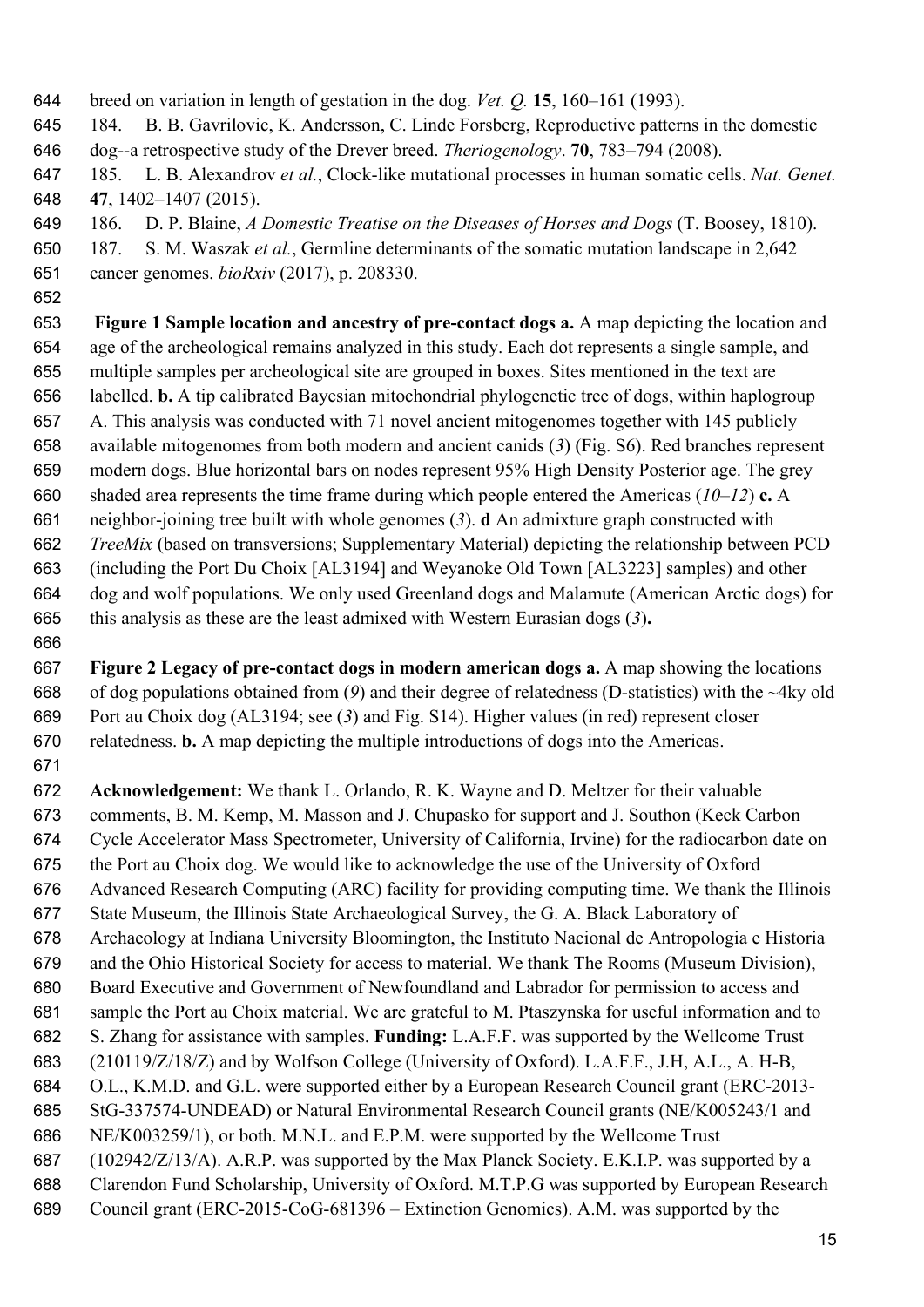breed on variation in length of gestation in the dog. *Vet. Q.* **15**, 160–161 (1993).

184. B. B. Gavrilovic, K. Andersson, C. Linde Forsberg, Reproductive patterns in the domestic dog--a retrospective study of the Drever breed. *Theriogenology*. **70**, 783–794 (2008).

185. L. B. Alexandrov *et al.*, Clock-like mutational processes in human somatic cells. *Nat. Genet.* **47**, 1402–1407 (2015).

186. D. P. Blaine, *A Domestic Treatise on the Diseases of Horses and Dogs* (T. Boosey, 1810).

187. S. M. Waszak *et al.*, Germline determinants of the somatic mutation landscape in 2,642 cancer genomes. *bioRxiv* (2017), p. 208330.

**Figure 1 Sample location and ancestry of pre-contact dogs a.** A map depicting the location and age of the archeological remains analyzed in this study. Each dot represents a single sample, and multiple samples per archeological site are grouped in boxes. Sites mentioned in the text are labelled. **b.** A tip calibrated Bayesian mitochondrial phylogenetic tree of dogs, within haplogroup A. This analysis was conducted with 71 novel ancient mitogenomes together with 145 publicly available mitogenomes from both modern and ancient canids (*3*) (Fig. S6). Red branches represent modern dogs. Blue horizontal bars on nodes represent 95% High Density Posterior age. The grey shaded area represents the time frame during which people entered the Americas (*10–12*) **c.** A neighbor-joining tree built with whole genomes (*3*). **d** An admixture graph constructed with *TreeMix* (based on transversions; Supplementary Material) depicting the relationship between PCD (including the Port Du Choix [AL3194] and Weyanoke Old Town [AL3223] samples) and other dog and wolf populations. We only used Greenland dogs and Malamute (American Arctic dogs) for this analysis as these are the least admixed with Western Eurasian dogs (*3*)**.**

**Figure 2 Legacy of pre-contact dogs in modern american dogs a.** A map showing the locations of dog populations obtained from (*9*) and their degree of relatedness (D-statistics) with the ~4ky old Port au Choix dog (AL3194; see (*3*) and Fig. S14). Higher values (in red) represent closer relatedness. **b.** A map depicting the multiple introductions of dogs into the Americas.

**Acknowledgement:** We thank L. Orlando, R. K. Wayne and D. Meltzer for their valuable comments, B. M. Kemp, M. Masson and J. Chupasko for support and J. Southon (Keck Carbon Cycle Accelerator Mass Spectrometer, University of California, Irvine) for the radiocarbon date on the Port au Choix dog. We would like to acknowledge the use of the University of Oxford Advanced Research Computing (ARC) facility for providing computing time. We thank the Illinois State Museum, the Illinois State Archaeological Survey, the G. A. Black Laboratory of Archaeology at Indiana University Bloomington, the Instituto Nacional de Antropologia e Historia and the Ohio Historical Society for access to material. We thank The Rooms (Museum Division), Board Executive and Government of Newfoundland and Labrador for permission to access and sample the Port au Choix material. We are grateful to M. Ptaszynska for useful information and to S. Zhang for assistance with samples. **Funding:** L.A.F.F. was supported by the Wellcome Trust (210119/Z/18/Z) and by Wolfson College (University of Oxford). L.A.F.F., J.H, A.L., A. H-B, O.L., K.M.D. and G.L. were supported either by a European Research Council grant (ERC-2013-StG-337574-UNDEAD) or Natural Environmental Research Council grants (NE/K005243/1 and NE/K003259/1), or both. M.N.L. and E.P.M. were supported by the Wellcome Trust (102942/Z/13/A). A.R.P. was supported by the Max Planck Society. E.K.I.P. was supported by a Clarendon Fund Scholarship, University of Oxford. M.T.P.G was supported by European Research Council grant (ERC-2015-CoG-681396 – Extinction Genomics). A.M. was supported by the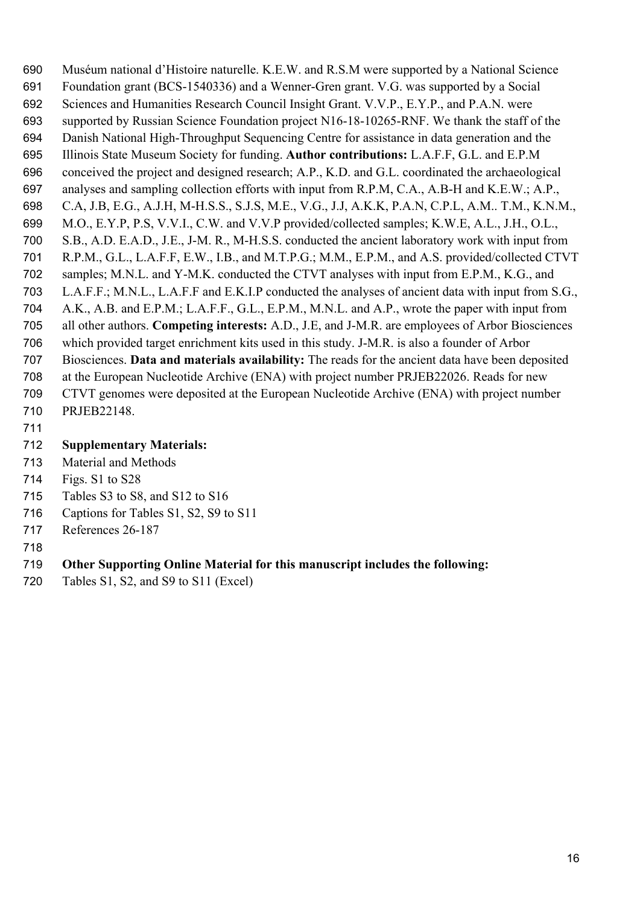Muséum national d'Histoire naturelle. K.E.W. and R.S.M were supported by a National Science Foundation grant (BCS-1540336) and a Wenner-Gren grant. V.G. was supported by a Social Sciences and Humanities Research Council Insight Grant. V.V.P., E.Y.P., and P.A.N. were supported by Russian Science Foundation project N16-18-10265-RNF. We thank the staff of the Danish National High-Throughput Sequencing Centre for assistance in data generation and the Illinois State Museum Society for funding. **Author contributions:** L.A.F.F, G.L. and E.P.M conceived the project and designed research; A.P., K.D. and G.L. coordinated the archaeological analyses and sampling collection efforts with input from R.P.M, C.A., A.B-H and K.E.W.; A.P., C.A, J.B, E.G., A.J.H, M-H.S.S., S.J.S, M.E., V.G., J.J, A.K.K, P.A.N, C.P.L, A.M.. T.M., K.N.M., M.O., E.Y.P, P.S, V.V.I., C.W. and V.V.P provided/collected samples; K.W.E, A.L., J.H., O.L., S.B., A.D. E.A.D., J.E., J-M. R., M-H.S.S. conducted the ancient laboratory work with input from R.P.M., G.L., L.A.F.F, E.W., I.B., and M.T.P.G.; M.M., E.P.M., and A.S. provided/collected CTVT samples; M.N.L. and Y-M.K. conducted the CTVT analyses with input from E.P.M., K.G., and L.A.F.F.; M.N.L., L.A.F.F and E.K.I.P conducted the analyses of ancient data with input from S.G., A.K., A.B. and E.P.M.; L.A.F.F., G.L., E.P.M., M.N.L. and A.P., wrote the paper with input from all other authors. **Competing interests:** A.D., J.E, and J-M.R. are employees of Arbor Biosciences which provided target enrichment kits used in this study. J-M.R. is also a founder of Arbor Biosciences. **Data and materials availability:** The reads for the ancient data have been deposited at the European Nucleotide Archive (ENA) with project number PRJEB22026. Reads for new CTVT genomes were deposited at the European Nucleotide Archive (ENA) with project number PRJEB22148.

**Supplementary Materials:**

Material and Methods  
Figs. S1 to S28  
Tables S3 to S8, and S12 to S16  
Captions for Tables S1, S2, S9 to S11  
References 26-187

**Other Supporting Online Material for this manuscript includes the following:**

Tables S1, S2, and S9 to S11 (Excel)